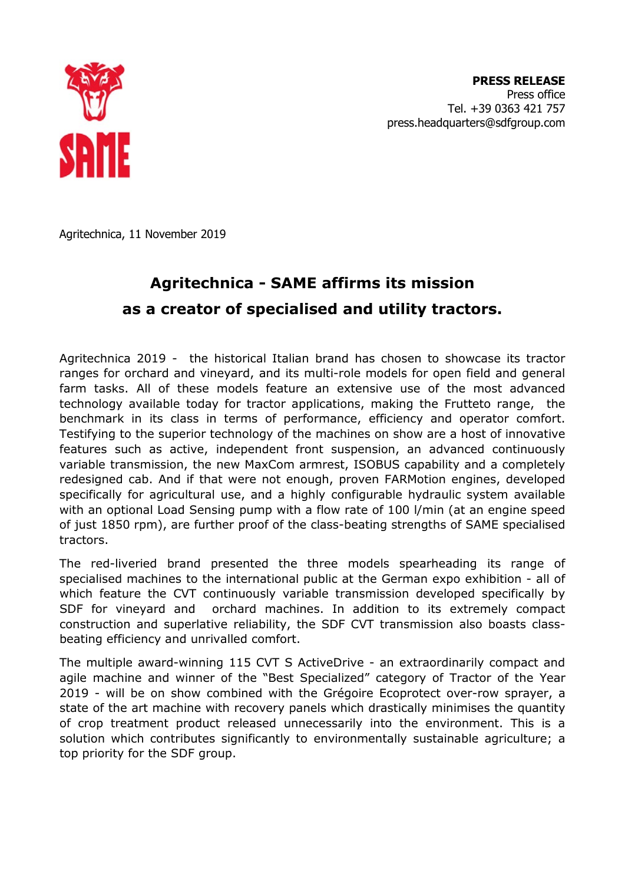**PRESS RELEASE**
Press office
Tel. +39 0363 421 757
press.headquarters@sdfgroup.com

Agritechnica, 11 November 2019

# Agritechnica - SAME affirms its mission as a creator of specialised and utility tractors.

Agritechnica 2019 - the historical Italian brand has chosen to showcase its tractor ranges for orchard and vineyard, and its multi-role models for open field and general farm tasks. All of these models feature an extensive use of the most advanced technology available today for tractor applications, making the Frutteto range, the benchmark in its class in terms of performance, efficiency and operator comfort. Testifying to the superior technology of the machines on show are a host of innovative features such as active, independent front suspension, an advanced continuously variable transmission, the new MaxCom armrest, ISOBUS capability and a completely redesigned cab. And if that were not enough, proven FARMotion engines, developed specifically for agricultural use, and a highly configurable hydraulic system available with an optional Load Sensing pump with a flow rate of 100 l/min (at an engine speed of just 1850 rpm), are further proof of the class-beating strengths of SAME specialised tractors.

The red-liveried brand presented the three models spearheading its range of specialised machines to the international public at the German expo exhibition - all of which feature the CVT continuously variable transmission developed specifically by SDF for vineyard and orchard machines. In addition to its extremely compact construction and superlative reliability, the SDF CVT transmission also boasts class-beating efficiency and unrivalled comfort.

The multiple award-winning 115 CVT S ActiveDrive - an extraordinarily compact and agile machine and winner of the "Best Specialized" category of Tractor of the Year 2019 - will be on show combined with the Grégoire Ecoprotect over-row sprayer, a state of the art machine with recovery panels which drastically minimises the quantity of crop treatment product released unnecessarily into the environment. This is a solution which contributes significantly to environmentally sustainable agriculture; a top priority for the SDF group.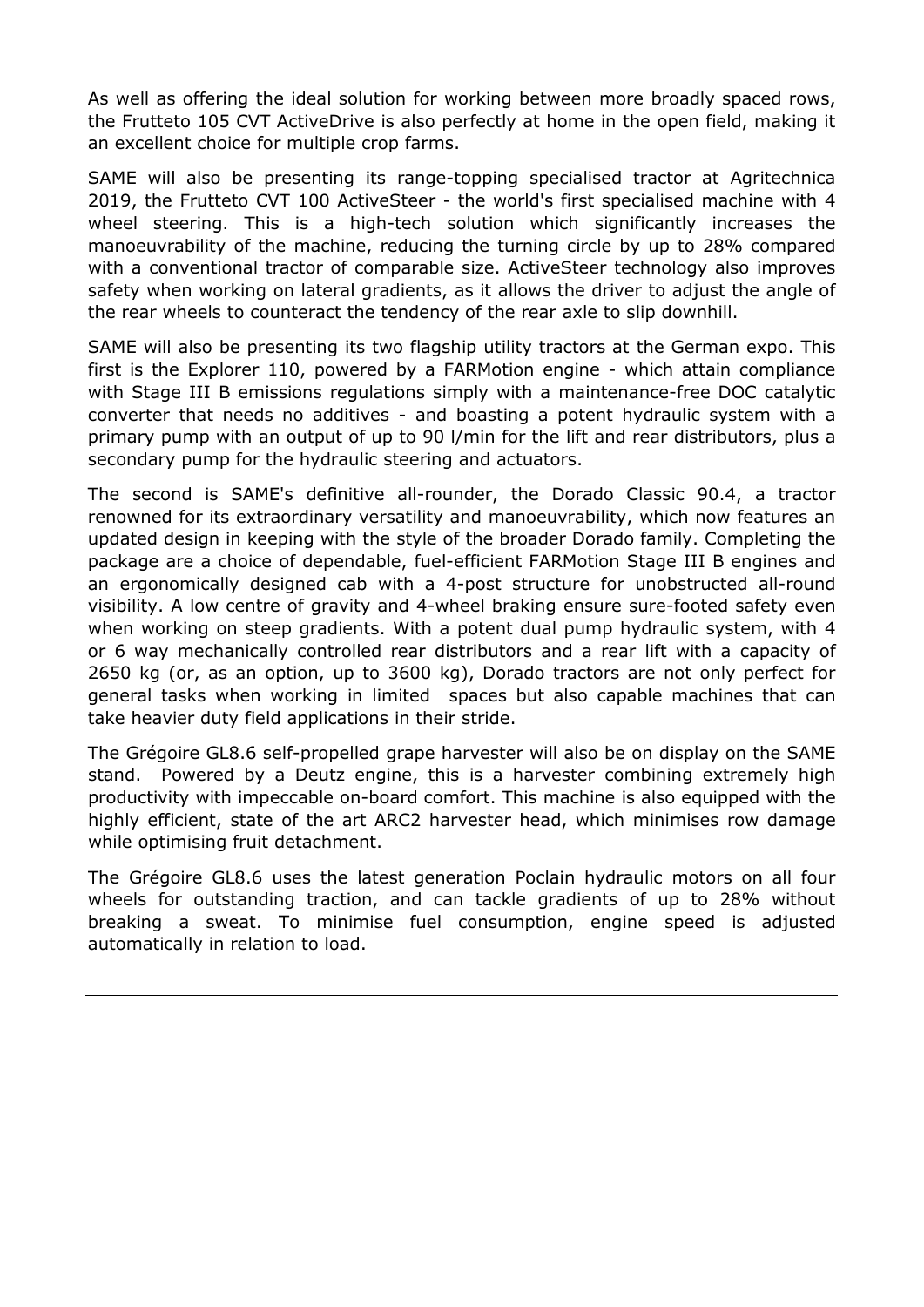As well as offering the ideal solution for working between more broadly spaced rows, the Frutteto 105 CVT ActiveDrive is also perfectly at home in the open field, making it an excellent choice for multiple crop farms.

SAME will also be presenting its range-topping specialised tractor at Agritechnica 2019, the Frutteto CVT 100 ActiveSteer - the world's first specialised machine with 4 wheel steering. This is a high-tech solution which significantly increases the manoeuvrability of the machine, reducing the turning circle by up to 28% compared with a conventional tractor of comparable size. ActiveSteer technology also improves safety when working on lateral gradients, as it allows the driver to adjust the angle of the rear wheels to counteract the tendency of the rear axle to slip downhill.

SAME will also be presenting its two flagship utility tractors at the German expo. This first is the Explorer 110, powered by a FARMotion engine - which attain compliance with Stage III B emissions regulations simply with a maintenance-free DOC catalytic converter that needs no additives - and boasting a potent hydraulic system with a primary pump with an output of up to 90 l/min for the lift and rear distributors, plus a secondary pump for the hydraulic steering and actuators.

The second is SAME's definitive all-rounder, the Dorado Classic 90.4, a tractor renowned for its extraordinary versatility and manoeuvrability, which now features an updated design in keeping with the style of the broader Dorado family. Completing the package are a choice of dependable, fuel-efficient FARMotion Stage III B engines and an ergonomically designed cab with a 4-post structure for unobstructed all-round visibility. A low centre of gravity and 4-wheel braking ensure sure-footed safety even when working on steep gradients. With a potent dual pump hydraulic system, with 4 or 6 way mechanically controlled rear distributors and a rear lift with a capacity of 2650 kg (or, as an option, up to 3600 kg), Dorado tractors are not only perfect for general tasks when working in limited spaces but also capable machines that can take heavier duty field applications in their stride.

The Grégoire GL8.6 self-propelled grape harvester will also be on display on the SAME stand. Powered by a Deutz engine, this is a harvester combining extremely high productivity with impeccable on-board comfort. This machine is also equipped with the highly efficient, state of the art ARC2 harvester head, which minimises row damage while optimising fruit detachment.

The Grégoire GL8.6 uses the latest generation Poclain hydraulic motors on all four wheels for outstanding traction, and can tackle gradients of up to 28% without breaking a sweat. To minimise fuel consumption, engine speed is adjusted automatically in relation to load.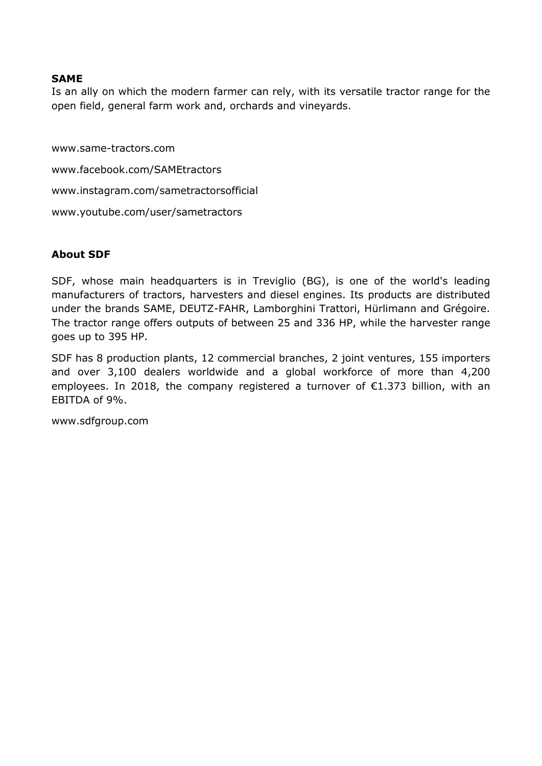**SAME**

Is an ally on which the modern farmer can rely, with its versatile tractor range for the open field, general farm work and, orchards and vineyards.

www.same-tractors.com

www.facebook.com/SAMEtractors

www.instagram.com/sametractorsofficial

www.youtube.com/user/sametractors

**About SDF**

SDF, whose main headquarters is in Treviglio (BG), is one of the world's leading manufacturers of tractors, harvesters and diesel engines. Its products are distributed under the brands SAME, DEUTZ-FAHR, Lamborghini Trattori, Hürlimann and Grégoire. The tractor range offers outputs of between 25 and 336 HP, while the harvester range goes up to 395 HP.

SDF has 8 production plants, 12 commercial branches, 2 joint ventures, 155 importers and over 3,100 dealers worldwide and a global workforce of more than 4,200 employees. In 2018, the company registered a turnover of €1.373 billion, with an EBITDA of 9%.

www.sdfgroup.com